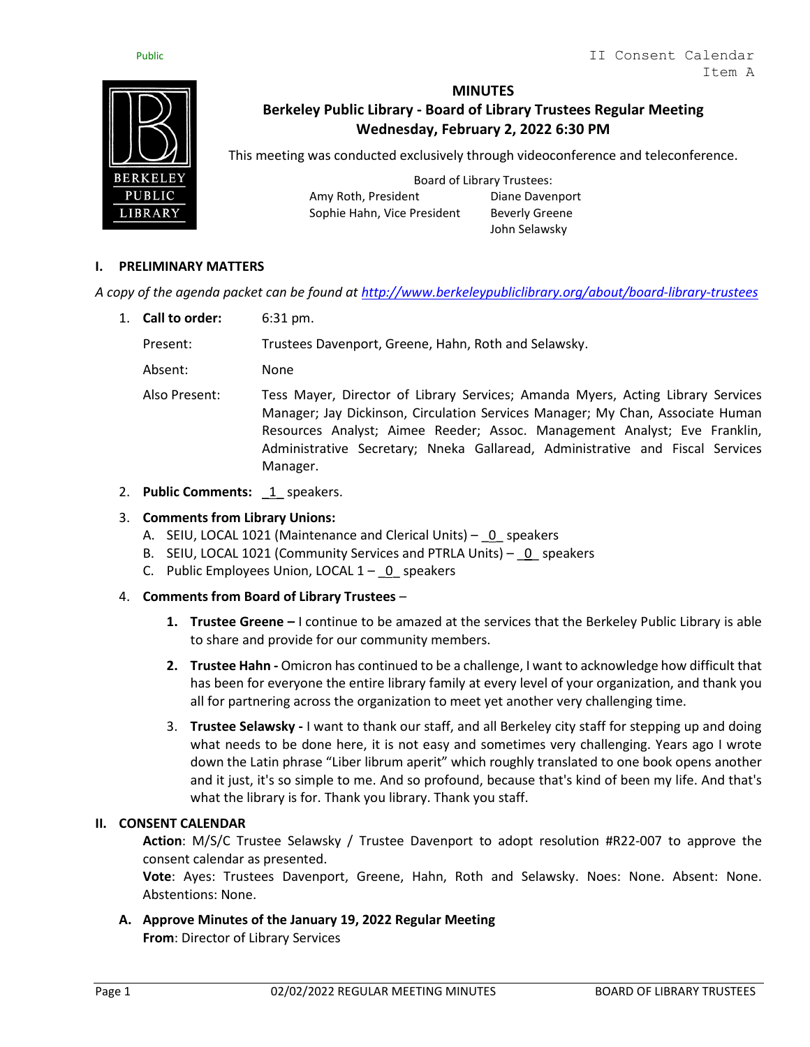Public

II Consent Calendar
Item A

# MINUTES

## Berkeley Public Library - Board of Library Trustees Regular Meeting
## Wednesday, February 2, 2022 6:30 PM

This meeting was conducted exclusively through videoconference and teleconference.

Board of Library Trustees:

| | |
|---|---|
| Amy Roth, President | Diane Davenport |
| Sophie Hahn, Vice President | Beverly Greene |
| | John Selawsky |

## I. PRELIMINARY MATTERS

*A copy of the agenda packet can be found at http://www.berkeleypubliclibrary.org/about/board-library-trustees*

1. **Call to order:** 6:31 pm.

   Present: Trustees Davenport, Greene, Hahn, Roth and Selawsky.

   Absent: None

   Also Present: Tess Mayer, Director of Library Services; Amanda Myers, Acting Library Services Manager; Jay Dickinson, Circulation Services Manager; My Chan, Associate Human Resources Analyst; Aimee Reeder; Assoc. Management Analyst; Eve Franklin, Administrative Secretary; Nneka Gallaread, Administrative and Fiscal Services Manager.

2. **Public Comments:** _1_ speakers.

3. **Comments from Library Unions:**
   A. SEIU, LOCAL 1021 (Maintenance and Clerical Units) – _0_ speakers
   B. SEIU, LOCAL 1021 (Community Services and PTRLA Units) – _0_ speakers
   C. Public Employees Union, LOCAL 1 – _0_ speakers

4. **Comments from Board of Library Trustees** –

   1. **Trustee Greene –** I continue to be amazed at the services that the Berkeley Public Library is able to share and provide for our community members.

   2. **Trustee Hahn -** Omicron has continued to be a challenge, I want to acknowledge how difficult that has been for everyone the entire library family at every level of your organization, and thank you all for partnering across the organization to meet yet another very challenging time.

   3. **Trustee Selawsky -** I want to thank our staff, and all Berkeley city staff for stepping up and doing what needs to be done here, it is not easy and sometimes very challenging. Years ago I wrote down the Latin phrase "Liber librum aperit" which roughly translated to one book opens another and it just, it's so simple to me. And so profound, because that's kind of been my life. And that's what the library is for. Thank you library. Thank you staff.

## II. CONSENT CALENDAR

**Action**: M/S/C Trustee Selawsky / Trustee Davenport to adopt resolution #R22-007 to approve the consent calendar as presented.
**Vote**: Ayes: Trustees Davenport, Greene, Hahn, Roth and Selawsky. Noes: None. Absent: None. Abstentions: None.

**A. Approve Minutes of the January 19, 2022 Regular Meeting**
**From**: Director of Library Services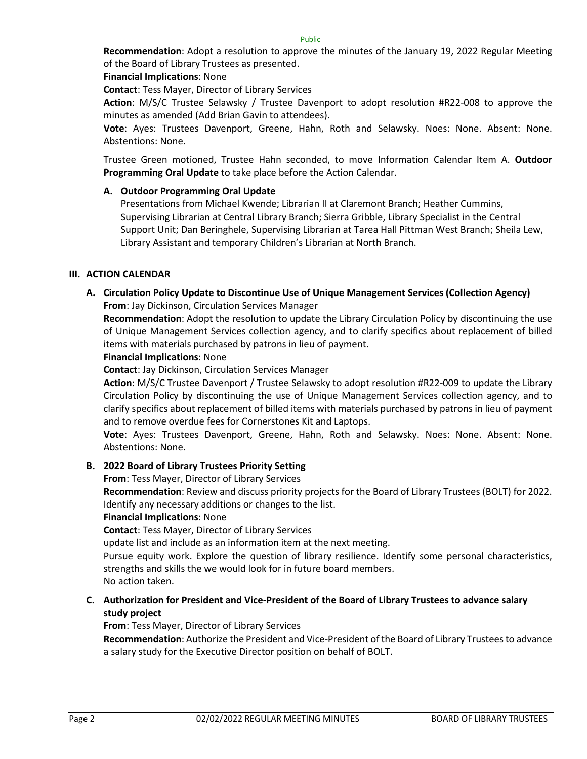**Recommendation**: Adopt a resolution to approve the minutes of the January 19, 2022 Regular Meeting of the Board of Library Trustees as presented.

**Financial Implications**: None

**Contact**: Tess Mayer, Director of Library Services

**Action**: M/S/C Trustee Selawsky / Trustee Davenport to adopt resolution #R22-008 to approve the minutes as amended (Add Brian Gavin to attendees).

**Vote**: Ayes: Trustees Davenport, Greene, Hahn, Roth and Selawsky. Noes: None. Absent: None. Abstentions: None.

Trustee Green motioned, Trustee Hahn seconded, to move Information Calendar Item A. **Outdoor Programming Oral Update** to take place before the Action Calendar.

**A. Outdoor Programming Oral Update**

Presentations from Michael Kwende; Librarian II at Claremont Branch; Heather Cummins, Supervising Librarian at Central Library Branch; Sierra Gribble, Library Specialist in the Central Support Unit; Dan Beringhele, Supervising Librarian at Tarea Hall Pittman West Branch; Sheila Lew, Library Assistant and temporary Children's Librarian at North Branch.

## III. ACTION CALENDAR

**A. Circulation Policy Update to Discontinue Use of Unique Management Services (Collection Agency)**

**From**: Jay Dickinson, Circulation Services Manager

**Recommendation**: Adopt the resolution to update the Library Circulation Policy by discontinuing the use of Unique Management Services collection agency, and to clarify specifics about replacement of billed items with materials purchased by patrons in lieu of payment.

**Financial Implications**: None

**Contact**: Jay Dickinson, Circulation Services Manager

**Action**: M/S/C Trustee Davenport / Trustee Selawsky to adopt resolution #R22-009 to update the Library Circulation Policy by discontinuing the use of Unique Management Services collection agency, and to clarify specifics about replacement of billed items with materials purchased by patrons in lieu of payment and to remove overdue fees for Cornerstones Kit and Laptops.

**Vote**: Ayes: Trustees Davenport, Greene, Hahn, Roth and Selawsky. Noes: None. Absent: None. Abstentions: None.

**B. 2022 Board of Library Trustees Priority Setting**

**From**: Tess Mayer, Director of Library Services

**Recommendation**: Review and discuss priority projects for the Board of Library Trustees (BOLT) for 2022. Identify any necessary additions or changes to the list.

**Financial Implications**: None

**Contact**: Tess Mayer, Director of Library Services

update list and include as an information item at the next meeting.

Pursue equity work. Explore the question of library resilience. Identify some personal characteristics, strengths and skills the we would look for in future board members.

No action taken.

**C. Authorization for President and Vice-President of the Board of Library Trustees to advance salary study project**

**From**: Tess Mayer, Director of Library Services

**Recommendation**: Authorize the President and Vice-President of the Board of Library Trustees to advance a salary study for the Executive Director position on behalf of BOLT.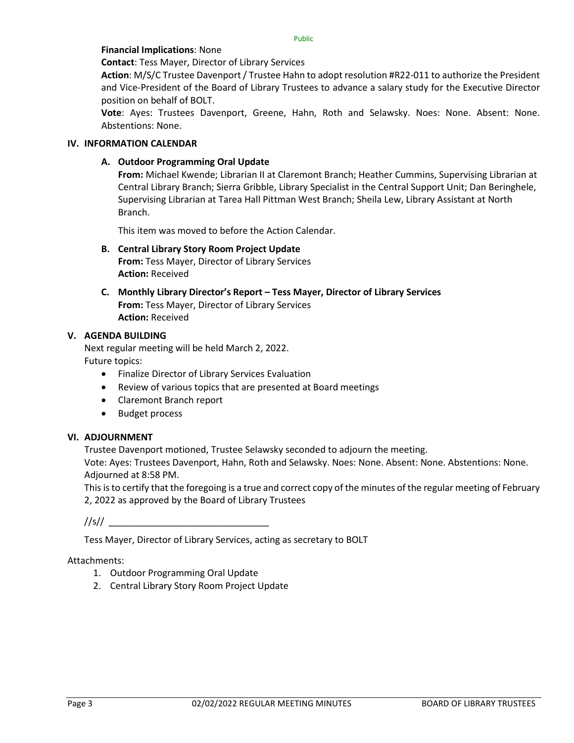**Financial Implications**: None

**Contact**: Tess Mayer, Director of Library Services

**Action**: M/S/C Trustee Davenport / Trustee Hahn to adopt resolution #R22-011 to authorize the President and Vice-President of the Board of Library Trustees to advance a salary study for the Executive Director position on behalf of BOLT.

**Vote**: Ayes: Trustees Davenport, Greene, Hahn, Roth and Selawsky. Noes: None. Absent: None. Abstentions: None.

## IV. INFORMATION CALENDAR

### A. Outdoor Programming Oral Update

**From:** Michael Kwende; Librarian II at Claremont Branch; Heather Cummins, Supervising Librarian at Central Library Branch; Sierra Gribble, Library Specialist in the Central Support Unit; Dan Beringhele, Supervising Librarian at Tarea Hall Pittman West Branch; Sheila Lew, Library Assistant at North Branch.

This item was moved to before the Action Calendar.

### B. Central Library Story Room Project Update

**From:** Tess Mayer, Director of Library Services

**Action:** Received

### C. Monthly Library Director's Report – Tess Mayer, Director of Library Services

**From:** Tess Mayer, Director of Library Services

**Action:** Received

## V. AGENDA BUILDING

Next regular meeting will be held March 2, 2022.

Future topics:

- Finalize Director of Library Services Evaluation
- Review of various topics that are presented at Board meetings
- Claremont Branch report
- Budget process

## VI. ADJOURNMENT

Trustee Davenport motioned, Trustee Selawsky seconded to adjourn the meeting.

Vote: Ayes: Trustees Davenport, Hahn, Roth and Selawsky. Noes: None. Absent: None. Abstentions: None.

Adjourned at 8:58 PM.

This is to certify that the foregoing is a true and correct copy of the minutes of the regular meeting of February 2, 2022 as approved by the Board of Library Trustees

//s// ______________________________

Tess Mayer, Director of Library Services, acting as secretary to BOLT

Attachments:

1. Outdoor Programming Oral Update
2. Central Library Story Room Project Update